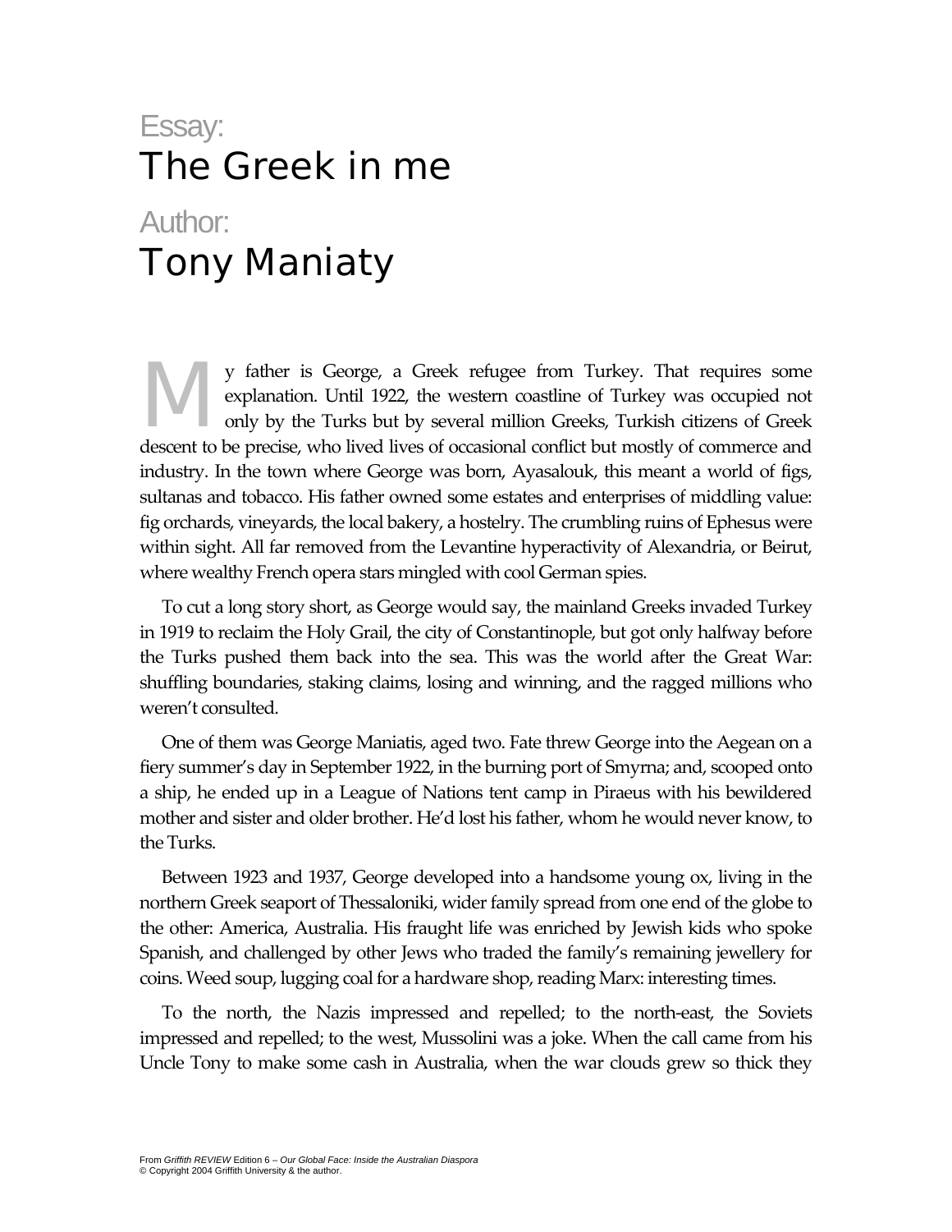Essay:

# The Greek in me

Author:

## Tony Maniaty

My father is George, a Greek refugee from Turkey. That requires some explanation. Until 1922, the western coastline of Turkey was occupied not only by the Turks but by several million Greeks, Turkish citizens of Greek descent to be precise, who lived lives of occasional conflict but mostly of commerce and industry. In the town where George was born, Ayasalouk, this meant a world of figs, sultanas and tobacco. His father owned some estates and enterprises of middling value: fig orchards, vineyards, the local bakery, a hostelry. The crumbling ruins of Ephesus were within sight. All far removed from the Levantine hyperactivity of Alexandria, or Beirut, where wealthy French opera stars mingled with cool German spies.

To cut a long story short, as George would say, the mainland Greeks invaded Turkey in 1919 to reclaim the Holy Grail, the city of Constantinople, but got only halfway before the Turks pushed them back into the sea. This was the world after the Great War: shuffling boundaries, staking claims, losing and winning, and the ragged millions who weren't consulted.

One of them was George Maniatis, aged two. Fate threw George into the Aegean on a fiery summer's day in September 1922, in the burning port of Smyrna; and, scooped onto a ship, he ended up in a League of Nations tent camp in Piraeus with his bewildered mother and sister and older brother. He'd lost his father, whom he would never know, to the Turks.

Between 1923 and 1937, George developed into a handsome young ox, living in the northern Greek seaport of Thessaloniki, wider family spread from one end of the globe to the other: America, Australia. His fraught life was enriched by Jewish kids who spoke Spanish, and challenged by other Jews who traded the family's remaining jewellery for coins. Weed soup, lugging coal for a hardware shop, reading Marx: interesting times.

To the north, the Nazis impressed and repelled; to the north-east, the Soviets impressed and repelled; to the west, Mussolini was a joke. When the call came from his Uncle Tony to make some cash in Australia, when the war clouds grew so thick they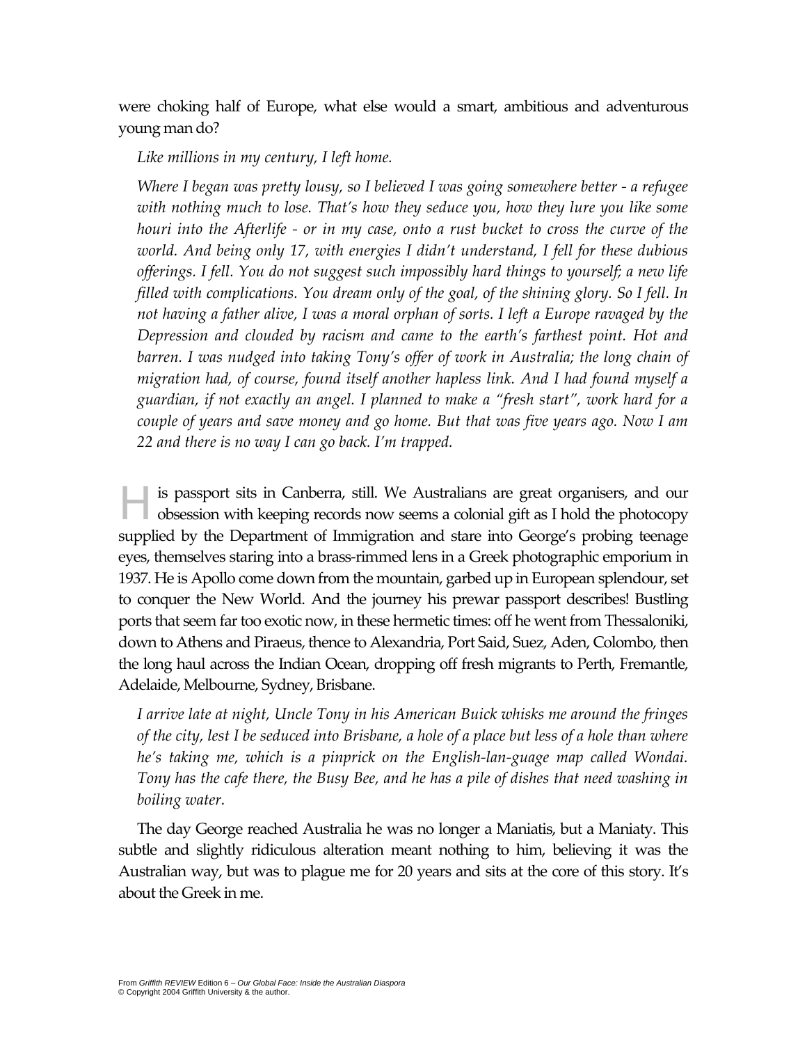were choking half of Europe, what else would a smart, ambitious and adventurous young man do?

*Like millions in my century, I left home.*

*Where I began was pretty lousy, so I believed I was going somewhere better - a refugee with nothing much to lose. That's how they seduce you, how they lure you like some houri into the Afterlife - or in my case, onto a rust bucket to cross the curve of the world. And being only 17, with energies I didn't understand, I fell for these dubious offerings. I fell. You do not suggest such impossibly hard things to yourself; a new life filled with complications. You dream only of the goal, of the shining glory. So I fell. In not having a father alive, I was a moral orphan of sorts. I left a Europe ravaged by the Depression and clouded by racism and came to the earth's farthest point. Hot and barren. I was nudged into taking Tony's offer of work in Australia; the long chain of migration had, of course, found itself another hapless link. And I had found myself a guardian, if not exactly an angel. I planned to make a "fresh start", work hard for a couple of years and save money and go home. But that was five years ago. Now I am 22 and there is no way I can go back. I'm trapped.*

His passport sits in Canberra, still. We Australians are great organisers, and our obsession with keeping records now seems a colonial gift as I hold the photocopy supplied by the Department of Immigration and stare into George's probing teenage eyes, themselves staring into a brass-rimmed lens in a Greek photographic emporium in 1937. He is Apollo come down from the mountain, garbed up in European splendour, set to conquer the New World. And the journey his prewar passport describes! Bustling ports that seem far too exotic now, in these hermetic times: off he went from Thessaloniki, down to Athens and Piraeus, thence to Alexandria, Port Said, Suez, Aden, Colombo, then the long haul across the Indian Ocean, dropping off fresh migrants to Perth, Fremantle, Adelaide, Melbourne, Sydney, Brisbane.

*I arrive late at night, Uncle Tony in his American Buick whisks me around the fringes of the city, lest I be seduced into Brisbane, a hole of a place but less of a hole than where he's taking me, which is a pinprick on the English-lan-guage map called Wondai. Tony has the cafe there, the Busy Bee, and he has a pile of dishes that need washing in boiling water.*

The day George reached Australia he was no longer a Maniatis, but a Maniaty. This subtle and slightly ridiculous alteration meant nothing to him, believing it was the Australian way, but was to plague me for 20 years and sits at the core of this story. It's about the Greek in me.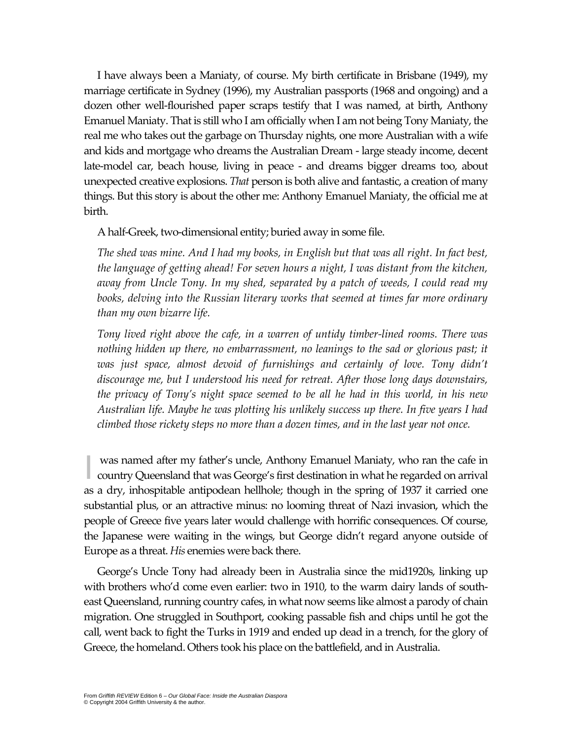I have always been a Maniaty, of course. My birth certificate in Brisbane (1949), my marriage certificate in Sydney (1996), my Australian passports (1968 and ongoing) and a dozen other well-flourished paper scraps testify that I was named, at birth, Anthony Emanuel Maniaty. That is still who I am officially when I am not being Tony Maniaty, the real me who takes out the garbage on Thursday nights, one more Australian with a wife and kids and mortgage who dreams the Australian Dream - large steady income, decent late-model car, beach house, living in peace - and dreams bigger dreams too, about unexpected creative explosions. *That* person is both alive and fantastic, a creation of many things. But this story is about the other me: Anthony Emanuel Maniaty, the official me at birth.

A half-Greek, two-dimensional entity; buried away in some file.

*The shed was mine. And I had my books, in English but that was all right. In fact best, the language of getting ahead! For seven hours a night, I was distant from the kitchen, away from Uncle Tony. In my shed, separated by a patch of weeds, I could read my books, delving into the Russian literary works that seemed at times far more ordinary than my own bizarre life.*

*Tony lived right above the cafe, in a warren of untidy timber-lined rooms. There was nothing hidden up there, no embarrassment, no leanings to the sad or glorious past; it was just space, almost devoid of furnishings and certainly of love. Tony didn't discourage me, but I understood his need for retreat. After those long days downstairs, the privacy of Tony's night space seemed to be all he had in this world, in his new Australian life. Maybe he was plotting his unlikely success up there. In five years I had climbed those rickety steps no more than a dozen times, and in the last year not once.*

I was named after my father's uncle, Anthony Emanuel Maniaty, who ran the cafe in country Queensland that was George's first destination in what he regarded on arrival as a dry, inhospitable antipodean hellhole; though in the spring of 1937 it carried one substantial plus, or an attractive minus: no looming threat of Nazi invasion, which the people of Greece five years later would challenge with horrific consequences. Of course, the Japanese were waiting in the wings, but George didn't regard anyone outside of Europe as a threat. *His* enemies were back there.

George's Uncle Tony had already been in Australia since the mid1920s, linking up with brothers who'd come even earlier: two in 1910, to the warm dairy lands of south-east Queensland, running country cafes, in what now seems like almost a parody of chain migration. One struggled in Southport, cooking passable fish and chips until he got the call, went back to fight the Turks in 1919 and ended up dead in a trench, for the glory of Greece, the homeland. Others took his place on the battlefield, and in Australia.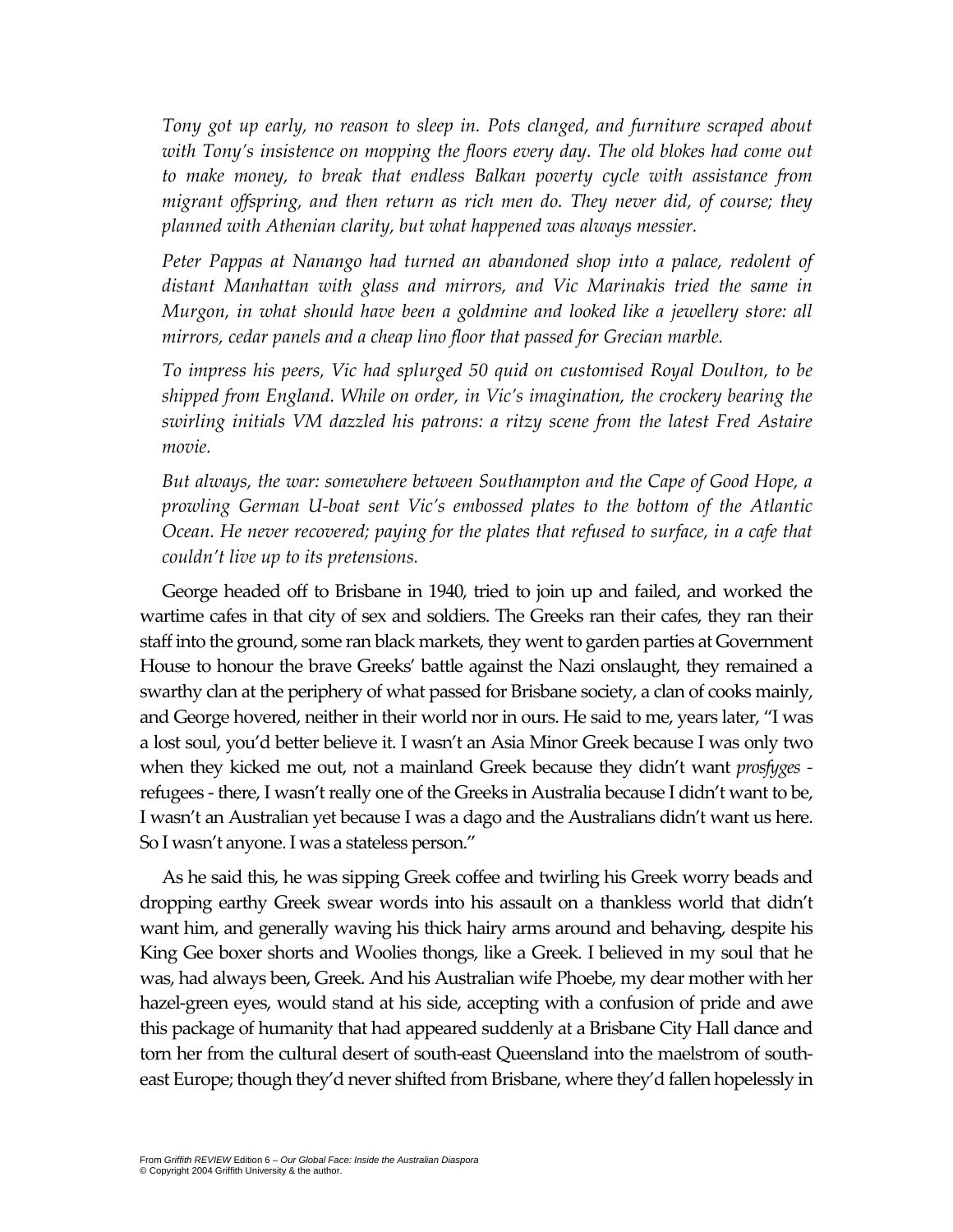*Tony got up early, no reason to sleep in. Pots clanged, and furniture scraped about with Tony's insistence on mopping the floors every day. The old blokes had come out to make money, to break that endless Balkan poverty cycle with assistance from migrant offspring, and then return as rich men do. They never did, of course; they planned with Athenian clarity, but what happened was always messier.*

*Peter Pappas at Nanango had turned an abandoned shop into a palace, redolent of distant Manhattan with glass and mirrors, and Vic Marinakis tried the same in Murgon, in what should have been a goldmine and looked like a jewellery store: all mirrors, cedar panels and a cheap lino floor that passed for Grecian marble.*

*To impress his peers, Vic had splurged 50 quid on customised Royal Doulton, to be shipped from England. While on order, in Vic's imagination, the crockery bearing the swirling initials VM dazzled his patrons: a ritzy scene from the latest Fred Astaire movie.*

*But always, the war: somewhere between Southampton and the Cape of Good Hope, a prowling German U-boat sent Vic's embossed plates to the bottom of the Atlantic Ocean. He never recovered; paying for the plates that refused to surface, in a cafe that couldn't live up to its pretensions.*

George headed off to Brisbane in 1940, tried to join up and failed, and worked the wartime cafes in that city of sex and soldiers. The Greeks ran their cafes, they ran their staff into the ground, some ran black markets, they went to garden parties at Government House to honour the brave Greeks' battle against the Nazi onslaught, they remained a swarthy clan at the periphery of what passed for Brisbane society, a clan of cooks mainly, and George hovered, neither in their world nor in ours. He said to me, years later, "I was a lost soul, you'd better believe it. I wasn't an Asia Minor Greek because I was only two when they kicked me out, not a mainland Greek because they didn't want *prosfyges* - refugees - there, I wasn't really one of the Greeks in Australia because I didn't want to be, I wasn't an Australian yet because I was a dago and the Australians didn't want us here. So I wasn't anyone. I was a stateless person."

As he said this, he was sipping Greek coffee and twirling his Greek worry beads and dropping earthy Greek swear words into his assault on a thankless world that didn't want him, and generally waving his thick hairy arms around and behaving, despite his King Gee boxer shorts and Woolies thongs, like a Greek. I believed in my soul that he was, had always been, Greek. And his Australian wife Phoebe, my dear mother with her hazel-green eyes, would stand at his side, accepting with a confusion of pride and awe this package of humanity that had appeared suddenly at a Brisbane City Hall dance and torn her from the cultural desert of south-east Queensland into the maelstrom of south-east Europe; though they'd never shifted from Brisbane, where they'd fallen hopelessly in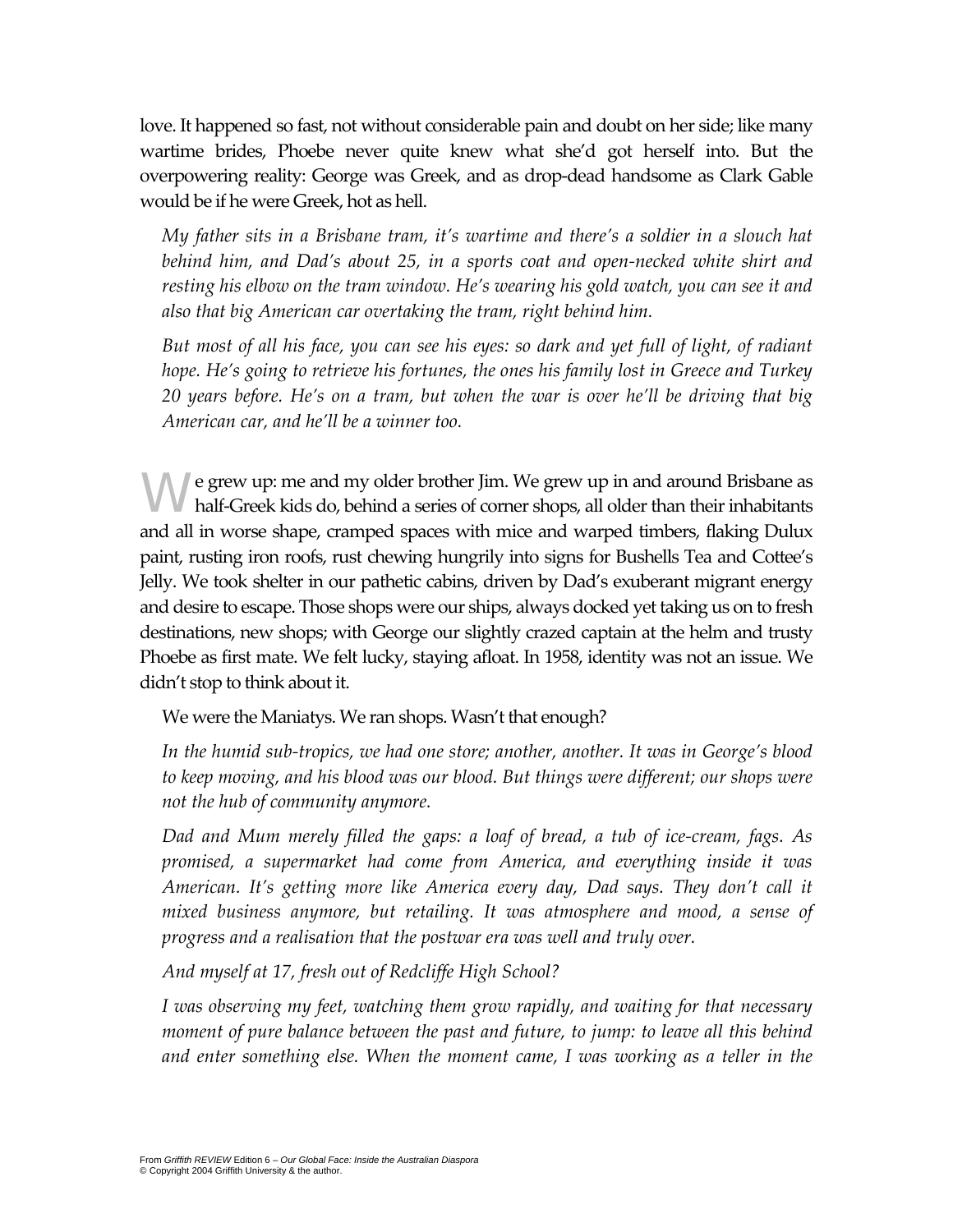love. It happened so fast, not without considerable pain and doubt on her side; like many wartime brides, Phoebe never quite knew what she'd got herself into. But the overpowering reality: George was Greek, and as drop-dead handsome as Clark Gable would be if he were Greek, hot as hell.

*My father sits in a Brisbane tram, it's wartime and there's a soldier in a slouch hat behind him, and Dad's about 25, in a sports coat and open-necked white shirt and resting his elbow on the tram window. He's wearing his gold watch, you can see it and also that big American car overtaking the tram, right behind him.*

*But most of all his face, you can see his eyes: so dark and yet full of light, of radiant hope. He's going to retrieve his fortunes, the ones his family lost in Greece and Turkey 20 years before. He's on a tram, but when the war is over he'll be driving that big American car, and he'll be a winner too.*

We grew up: me and my older brother Jim. We grew up in and around Brisbane as half-Greek kids do, behind a series of corner shops, all older than their inhabitants and all in worse shape, cramped spaces with mice and warped timbers, flaking Dulux paint, rusting iron roofs, rust chewing hungrily into signs for Bushells Tea and Cottee's Jelly. We took shelter in our pathetic cabins, driven by Dad's exuberant migrant energy and desire to escape. Those shops were our ships, always docked yet taking us on to fresh destinations, new shops; with George our slightly crazed captain at the helm and trusty Phoebe as first mate. We felt lucky, staying afloat. In 1958, identity was not an issue. We didn't stop to think about it.

We were the Maniatys. We ran shops. Wasn't that enough?

*In the humid sub-tropics, we had one store; another, another. It was in George's blood to keep moving, and his blood was our blood. But things were different; our shops were not the hub of community anymore.*

*Dad and Mum merely filled the gaps: a loaf of bread, a tub of ice-cream, fags. As promised, a supermarket had come from America, and everything inside it was American. It's getting more like America every day, Dad says. They don't call it mixed business anymore, but retailing. It was atmosphere and mood, a sense of progress and a realisation that the postwar era was well and truly over.*

*And myself at 17, fresh out of Redcliffe High School?*

*I was observing my feet, watching them grow rapidly, and waiting for that necessary moment of pure balance between the past and future, to jump: to leave all this behind and enter something else. When the moment came, I was working as a teller in the*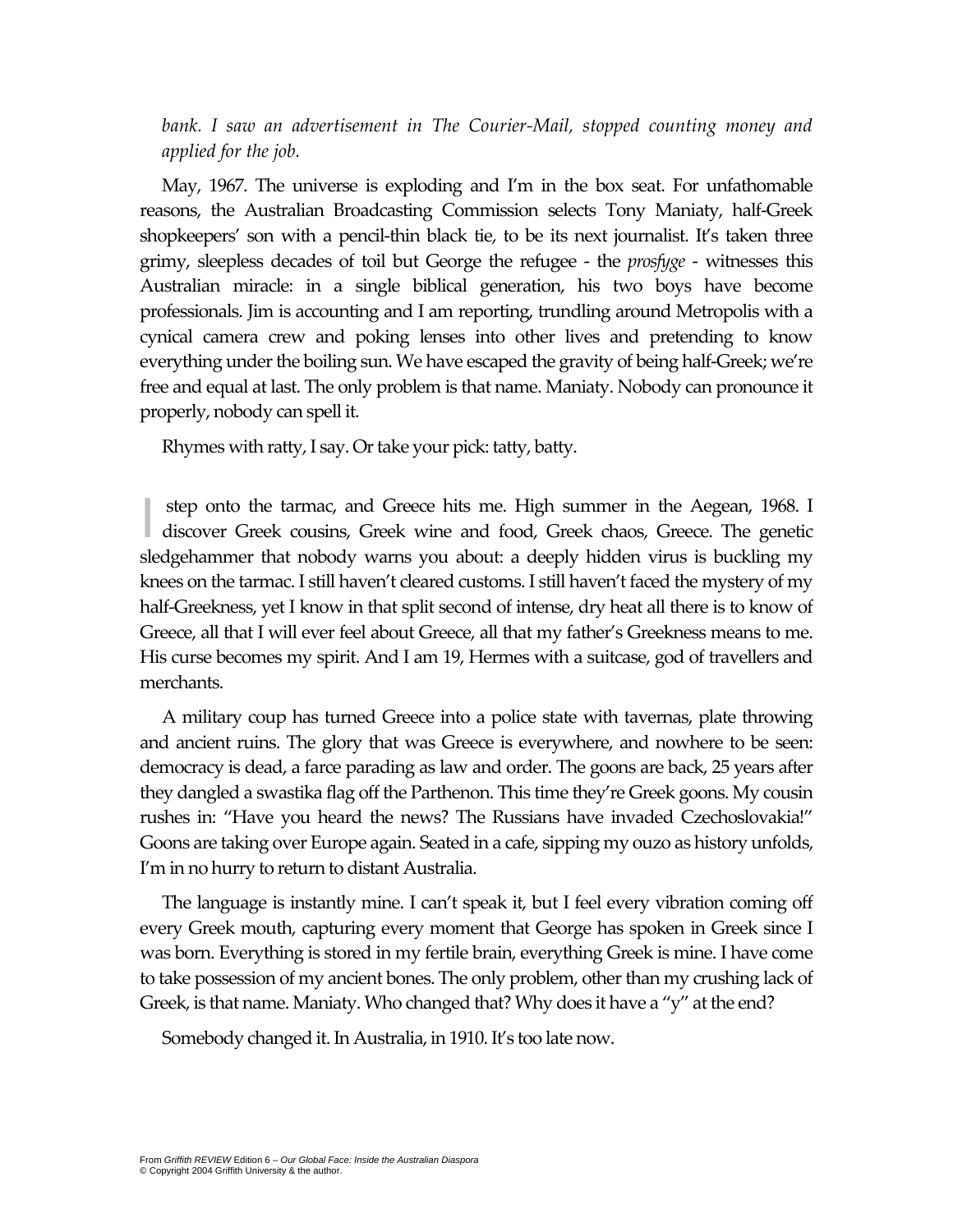*bank. I saw an advertisement in The Courier-Mail, stopped counting money and applied for the job.*

May, 1967. The universe is exploding and I'm in the box seat. For unfathomable reasons, the Australian Broadcasting Commission selects Tony Maniaty, half-Greek shopkeepers' son with a pencil-thin black tie, to be its next journalist. It's taken three grimy, sleepless decades of toil but George the refugee - the *prosfyge* - witnesses this Australian miracle: in a single biblical generation, his two boys have become professionals. Jim is accounting and I am reporting, trundling around Metropolis with a cynical camera crew and poking lenses into other lives and pretending to know everything under the boiling sun. We have escaped the gravity of being half-Greek; we're free and equal at last. The only problem is that name. Maniaty. Nobody can pronounce it properly, nobody can spell it.

Rhymes with ratty, I say. Or take your pick: tatty, batty.

I step onto the tarmac, and Greece hits me. High summer in the Aegean, 1968. I discover Greek cousins, Greek wine and food, Greek chaos, Greece. The genetic sledgehammer that nobody warns you about: a deeply hidden virus is buckling my knees on the tarmac. I still haven't cleared customs. I still haven't faced the mystery of my half-Greekness, yet I know in that split second of intense, dry heat all there is to know of Greece, all that I will ever feel about Greece, all that my father's Greekness means to me. His curse becomes my spirit. And I am 19, Hermes with a suitcase, god of travellers and merchants.

A military coup has turned Greece into a police state with tavernas, plate throwing and ancient ruins. The glory that was Greece is everywhere, and nowhere to be seen: democracy is dead, a farce parading as law and order. The goons are back, 25 years after they dangled a swastika flag off the Parthenon. This time they're Greek goons. My cousin rushes in: "Have you heard the news? The Russians have invaded Czechoslovakia!" Goons are taking over Europe again. Seated in a cafe, sipping my ouzo as history unfolds, I'm in no hurry to return to distant Australia.

The language is instantly mine. I can't speak it, but I feel every vibration coming off every Greek mouth, capturing every moment that George has spoken in Greek since I was born. Everything is stored in my fertile brain, everything Greek is mine. I have come to take possession of my ancient bones. The only problem, other than my crushing lack of Greek, is that name. Maniaty. Who changed that? Why does it have a "y" at the end?

Somebody changed it. In Australia, in 1910. It's too late now.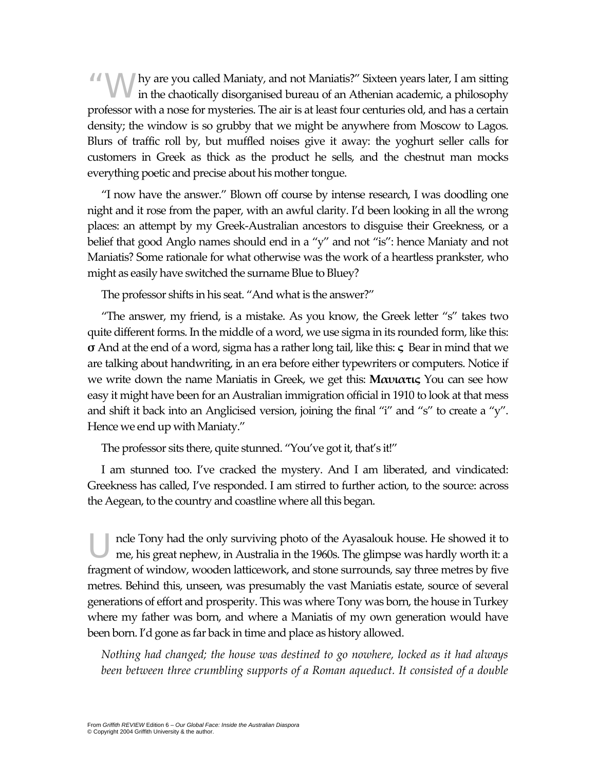"Why are you called Maniaty, and not Maniatis?" Sixteen years later, I am sitting in the chaotically disorganised bureau of an Athenian academic, a philosophy professor with a nose for mysteries. The air is at least four centuries old, and has a certain density; the window is so grubby that we might be anywhere from Moscow to Lagos. Blurs of traffic roll by, but muffled noises give it away: the yoghurt seller calls for customers in Greek as thick as the product he sells, and the chestnut man mocks everything poetic and precise about his mother tongue.

"I now have the answer." Blown off course by intense research, I was doodling one night and it rose from the paper, with an awful clarity. I'd been looking in all the wrong places: an attempt by my Greek-Australian ancestors to disguise their Greekness, or a belief that good Anglo names should end in a "y" and not "is": hence Maniaty and not Maniatis? Some rationale for what otherwise was the work of a heartless prankster, who might as easily have switched the surname Blue to Bluey?

The professor shifts in his seat. "And what is the answer?"

"The answer, my friend, is a mistake. As you know, the Greek letter "s" takes two quite different forms. In the middle of a word, we use sigma in its rounded form, like this: **σ** And at the end of a word, sigma has a rather long tail, like this: **ς** Bear in mind that we are talking about handwriting, in an era before either typewriters or computers. Notice if we write down the name Maniatis in Greek, we get this: **Μανιατις** You can see how easy it might have been for an Australian immigration official in 1910 to look at that mess and shift it back into an Anglicised version, joining the final "i" and "s" to create a "y". Hence we end up with Maniaty."

The professor sits there, quite stunned. "You've got it, that's it!"

I am stunned too. I've cracked the mystery. And I am liberated, and vindicated: Greekness has called, I've responded. I am stirred to further action, to the source: across the Aegean, to the country and coastline where all this began.

Uncle Tony had the only surviving photo of the Ayasalouk house. He showed it to me, his great nephew, in Australia in the 1960s. The glimpse was hardly worth it: a fragment of window, wooden latticework, and stone surrounds, say three metres by five metres. Behind this, unseen, was presumably the vast Maniatis estate, source of several generations of effort and prosperity. This was where Tony was born, the house in Turkey where my father was born, and where a Maniatis of my own generation would have been born. I'd gone as far back in time and place as history allowed.

*Nothing had changed; the house was destined to go nowhere, locked as it had always been between three crumbling supports of a Roman aqueduct. It consisted of a double*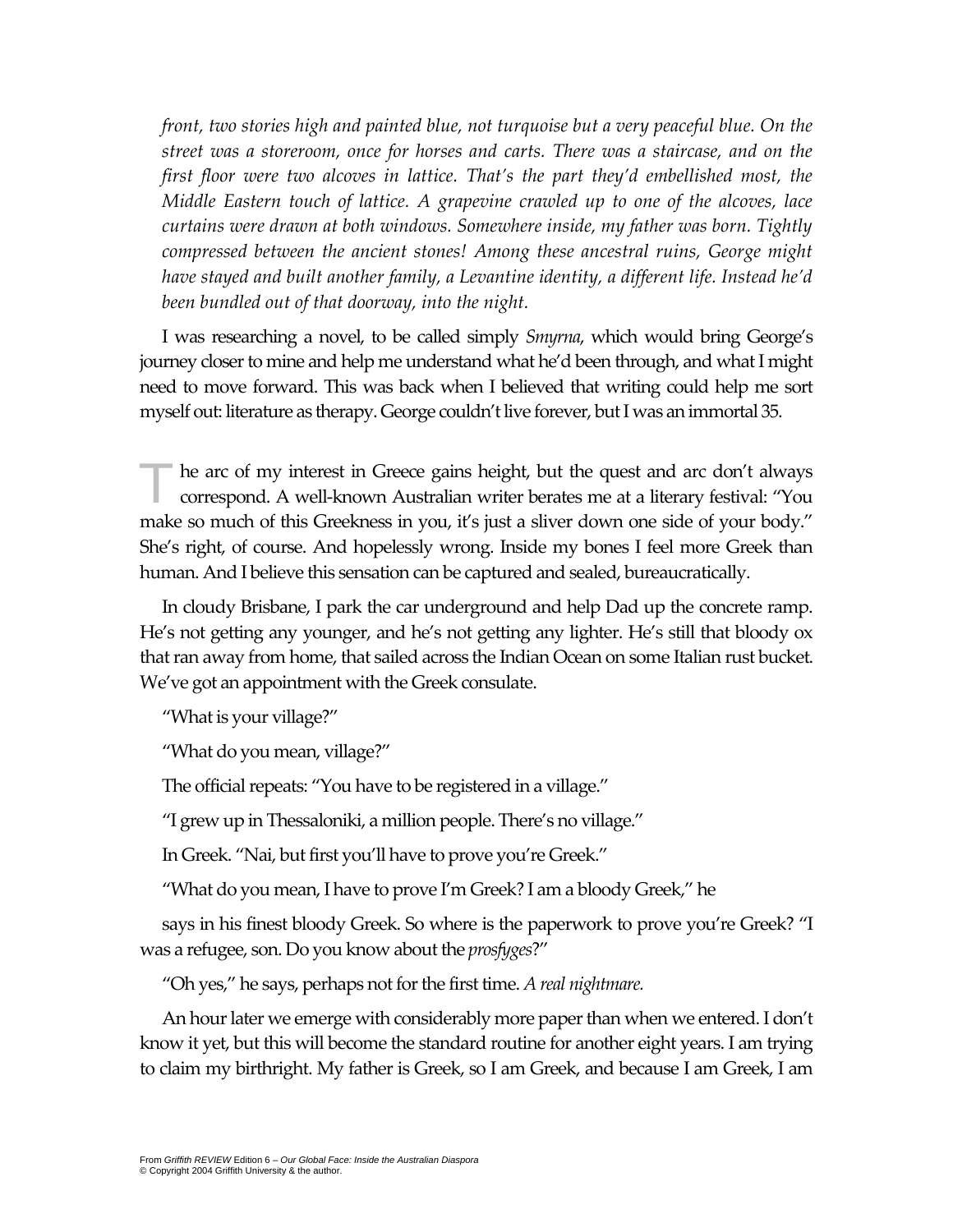*front, two stories high and painted blue, not turquoise but a very peaceful blue. On the street was a storeroom, once for horses and carts. There was a staircase, and on the first floor were two alcoves in lattice. That's the part they'd embellished most, the Middle Eastern touch of lattice. A grapevine crawled up to one of the alcoves, lace curtains were drawn at both windows. Somewhere inside, my father was born. Tightly compressed between the ancient stones! Among these ancestral ruins, George might have stayed and built another family, a Levantine identity, a different life. Instead he'd been bundled out of that doorway, into the night.*

I was researching a novel, to be called simply *Smyrna*, which would bring George's journey closer to mine and help me understand what he'd been through, and what I might need to move forward. This was back when I believed that writing could help me sort myself out: literature as therapy. George couldn't live forever, but I was an immortal 35.

The arc of my interest in Greece gains height, but the quest and arc don't always correspond. A well-known Australian writer berates me at a literary festival: "You make so much of this Greekness in you, it's just a sliver down one side of your body." She's right, of course. And hopelessly wrong. Inside my bones I feel more Greek than human. And I believe this sensation can be captured and sealed, bureaucratically.

In cloudy Brisbane, I park the car underground and help Dad up the concrete ramp. He's not getting any younger, and he's not getting any lighter. He's still that bloody ox that ran away from home, that sailed across the Indian Ocean on some Italian rust bucket. We've got an appointment with the Greek consulate.

"What is your village?"

"What do you mean, village?"

The official repeats: "You have to be registered in a village."

"I grew up in Thessaloniki, a million people. There's no village."

In Greek. "Nai, but first you'll have to prove you're Greek."

"What do you mean, I have to prove I'm Greek? I am a bloody Greek," he says in his finest bloody Greek. So where is the paperwork to prove you're Greek? "I was a refugee, son. Do you know about the *prosfyges*?"

"Oh yes," he says, perhaps not for the first time. *A real nightmare.*

An hour later we emerge with considerably more paper than when we entered. I don't know it yet, but this will become the standard routine for another eight years. I am trying to claim my birthright. My father is Greek, so I am Greek, and because I am Greek, I am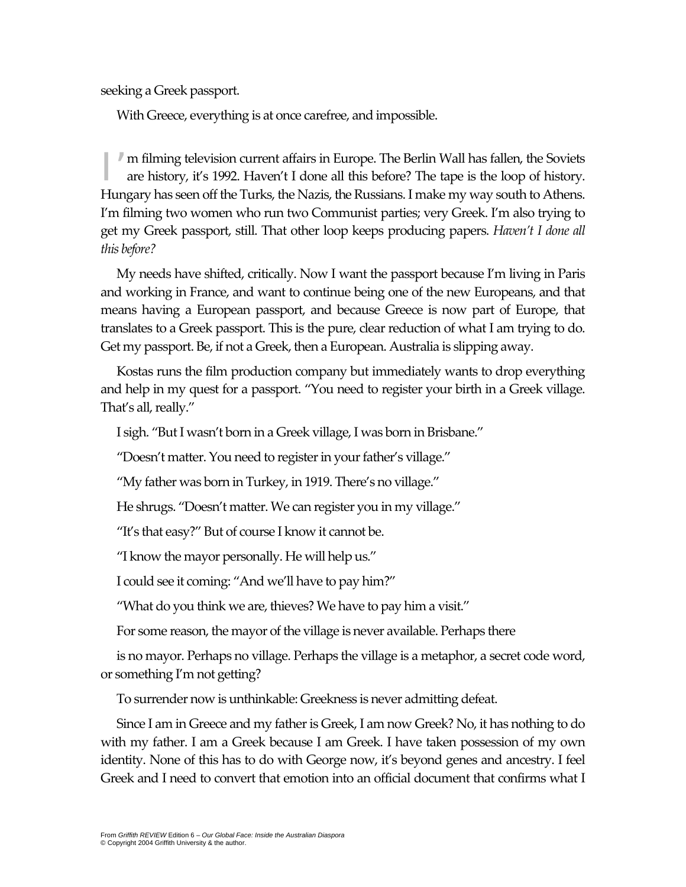seeking a Greek passport.

With Greece, everything is at once carefree, and impossible.

I'm filming television current affairs in Europe. The Berlin Wall has fallen, the Soviets are history, it's 1992. Haven't I done all this before? The tape is the loop of history. Hungary has seen off the Turks, the Nazis, the Russians. I make my way south to Athens. I'm filming two women who run two Communist parties; very Greek. I'm also trying to get my Greek passport, still. That other loop keeps producing papers. *Haven't I done all this before?*

My needs have shifted, critically. Now I want the passport because I'm living in Paris and working in France, and want to continue being one of the new Europeans, and that means having a European passport, and because Greece is now part of Europe, that translates to a Greek passport. This is the pure, clear reduction of what I am trying to do. Get my passport. Be, if not a Greek, then a European. Australia is slipping away.

Kostas runs the film production company but immediately wants to drop everything and help in my quest for a passport. "You need to register your birth in a Greek village. That's all, really."

I sigh. "But I wasn't born in a Greek village, I was born in Brisbane."

"Doesn't matter. You need to register in your father's village."

"My father was born in Turkey, in 1919. There's no village."

He shrugs. "Doesn't matter. We can register you in my village."

"It's that easy?" But of course I know it cannot be.

"I know the mayor personally. He will help us."

I could see it coming: "And we'll have to pay him?"

"What do you think we are, thieves? We have to pay him a visit."

For some reason, the mayor of the village is never available. Perhaps there is no mayor. Perhaps no village. Perhaps the village is a metaphor, a secret code word, or something I'm not getting?

To surrender now is unthinkable: Greekness is never admitting defeat.

Since I am in Greece and my father is Greek, I am now Greek? No, it has nothing to do with my father. I am a Greek because I am Greek. I have taken possession of my own identity. None of this has to do with George now, it's beyond genes and ancestry. I feel Greek and I need to convert that emotion into an official document that confirms what I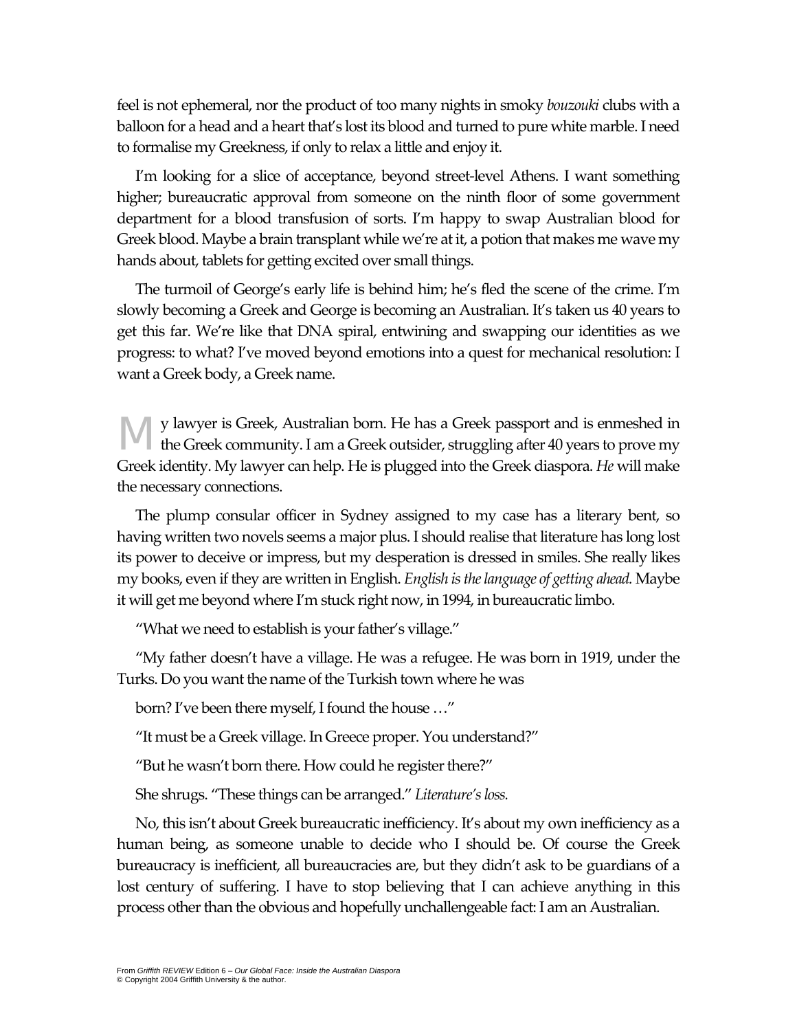feel is not ephemeral, nor the product of too many nights in smoky *bouzouki* clubs with a balloon for a head and a heart that's lost its blood and turned to pure white marble. I need to formalise my Greekness, if only to relax a little and enjoy it.

I'm looking for a slice of acceptance, beyond street-level Athens. I want something higher; bureaucratic approval from someone on the ninth floor of some government department for a blood transfusion of sorts. I'm happy to swap Australian blood for Greek blood. Maybe a brain transplant while we're at it, a potion that makes me wave my hands about, tablets for getting excited over small things.

The turmoil of George's early life is behind him; he's fled the scene of the crime. I'm slowly becoming a Greek and George is becoming an Australian. It's taken us 40 years to get this far. We're like that DNA spiral, entwining and swapping our identities as we progress: to what? I've moved beyond emotions into a quest for mechanical resolution: I want a Greek body, a Greek name.

My lawyer is Greek, Australian born. He has a Greek passport and is enmeshed in the Greek community. I am a Greek outsider, struggling after 40 years to prove my Greek identity. My lawyer can help. He is plugged into the Greek diaspora. *He* will make the necessary connections.

The plump consular officer in Sydney assigned to my case has a literary bent, so having written two novels seems a major plus. I should realise that literature has long lost its power to deceive or impress, but my desperation is dressed in smiles. She really likes my books, even if they are written in English. *English is the language of getting ahead.* Maybe it will get me beyond where I'm stuck right now, in 1994, in bureaucratic limbo.

"What we need to establish is your father's village."

"My father doesn't have a village. He was a refugee. He was born in 1919, under the Turks. Do you want the name of the Turkish town where he was born? I've been there myself, I found the house …"

"It must be a Greek village. In Greece proper. You understand?"

"But he wasn't born there. How could he register there?"

She shrugs. "These things can be arranged." *Literature's loss.*

No, this isn't about Greek bureaucratic inefficiency. It's about my own inefficiency as a human being, as someone unable to decide who I should be. Of course the Greek bureaucracy is inefficient, all bureaucracies are, but they didn't ask to be guardians of a lost century of suffering. I have to stop believing that I can achieve anything in this process other than the obvious and hopefully unchallengeable fact: I am an Australian.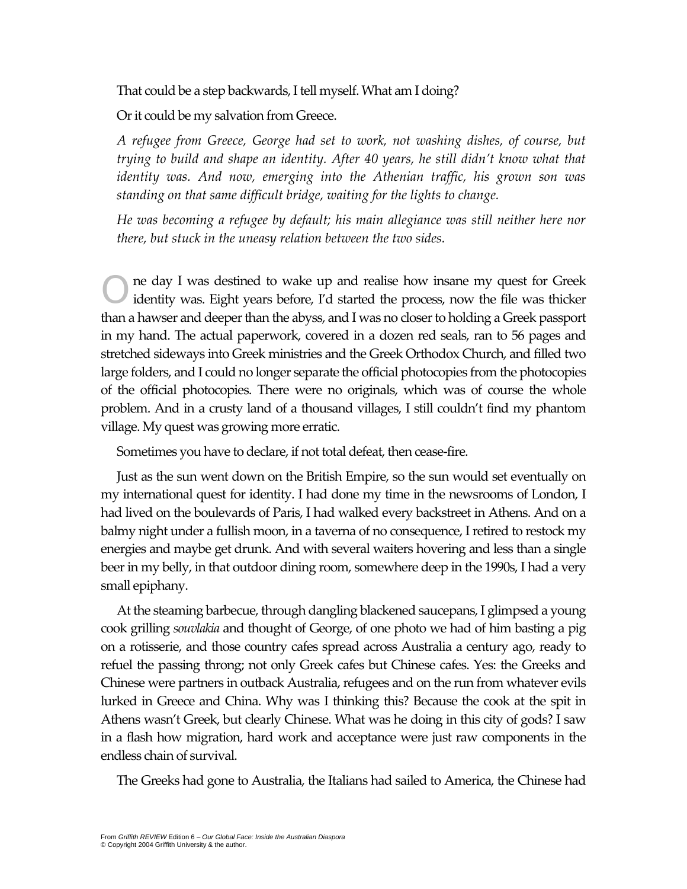That could be a step backwards, I tell myself. What am I doing?

Or it could be my salvation from Greece.

*A refugee from Greece, George had set to work, not washing dishes, of course, but trying to build and shape an identity. After 40 years, he still didn't know what that identity was. And now, emerging into the Athenian traffic, his grown son was standing on that same difficult bridge, waiting for the lights to change.*

*He was becoming a refugee by default; his main allegiance was still neither here nor there, but stuck in the uneasy relation between the two sides.*

One day I was destined to wake up and realise how insane my quest for Greek identity was. Eight years before, I'd started the process, now the file was thicker than a hawser and deeper than the abyss, and I was no closer to holding a Greek passport in my hand. The actual paperwork, covered in a dozen red seals, ran to 56 pages and stretched sideways into Greek ministries and the Greek Orthodox Church, and filled two large folders, and I could no longer separate the official photocopies from the photocopies of the official photocopies. There were no originals, which was of course the whole problem. And in a crusty land of a thousand villages, I still couldn't find my phantom village. My quest was growing more erratic.

Sometimes you have to declare, if not total defeat, then cease-fire.

Just as the sun went down on the British Empire, so the sun would set eventually on my international quest for identity. I had done my time in the newsrooms of London, I had lived on the boulevards of Paris, I had walked every backstreet in Athens. And on a balmy night under a fullish moon, in a taverna of no consequence, I retired to restock my energies and maybe get drunk. And with several waiters hovering and less than a single beer in my belly, in that outdoor dining room, somewhere deep in the 1990s, I had a very small epiphany.

At the steaming barbecue, through dangling blackened saucepans, I glimpsed a young cook grilling *souvlakia* and thought of George, of one photo we had of him basting a pig on a rotisserie, and those country cafes spread across Australia a century ago, ready to refuel the passing throng; not only Greek cafes but Chinese cafes. Yes: the Greeks and Chinese were partners in outback Australia, refugees and on the run from whatever evils lurked in Greece and China. Why was I thinking this? Because the cook at the spit in Athens wasn't Greek, but clearly Chinese. What was he doing in this city of gods? I saw in a flash how migration, hard work and acceptance were just raw components in the endless chain of survival.

The Greeks had gone to Australia, the Italians had sailed to America, the Chinese had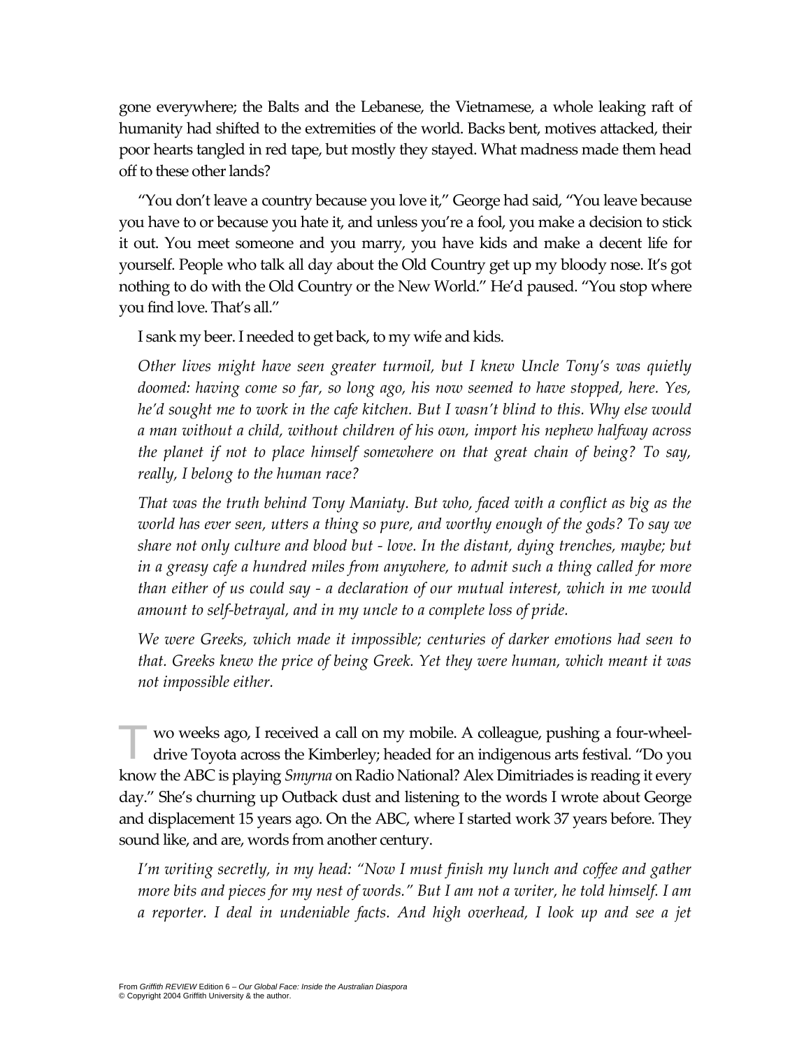gone everywhere; the Balts and the Lebanese, the Vietnamese, a whole leaking raft of humanity had shifted to the extremities of the world. Backs bent, motives attacked, their poor hearts tangled in red tape, but mostly they stayed. What madness made them head off to these other lands?

"You don't leave a country because you love it," George had said, "You leave because you have to or because you hate it, and unless you're a fool, you make a decision to stick it out. You meet someone and you marry, you have kids and make a decent life for yourself. People who talk all day about the Old Country get up my bloody nose. It's got nothing to do with the Old Country or the New World." He'd paused. "You stop where you find love. That's all."

I sank my beer. I needed to get back, to my wife and kids.

*Other lives might have seen greater turmoil, but I knew Uncle Tony's was quietly doomed: having come so far, so long ago, his now seemed to have stopped, here. Yes, he'd sought me to work in the cafe kitchen. But I wasn't blind to this. Why else would a man without a child, without children of his own, import his nephew halfway across the planet if not to place himself somewhere on that great chain of being? To say, really, I belong to the human race?*

*That was the truth behind Tony Maniaty. But who, faced with a conflict as big as the world has ever seen, utters a thing so pure, and worthy enough of the gods? To say we share not only culture and blood but - love. In the distant, dying trenches, maybe; but in a greasy cafe a hundred miles from anywhere, to admit such a thing called for more than either of us could say - a declaration of our mutual interest, which in me would amount to self-betrayal, and in my uncle to a complete loss of pride.*

*We were Greeks, which made it impossible; centuries of darker emotions had seen to that. Greeks knew the price of being Greek. Yet they were human, which meant it was not impossible either.*

Two weeks ago, I received a call on my mobile. A colleague, pushing a four-wheel-drive Toyota across the Kimberley; headed for an indigenous arts festival. "Do you know the ABC is playing *Smyrna* on Radio National? Alex Dimitriades is reading it every day." She's churning up Outback dust and listening to the words I wrote about George and displacement 15 years ago. On the ABC, where I started work 37 years before. They sound like, and are, words from another century.

*I'm writing secretly, in my head: "Now I must finish my lunch and coffee and gather more bits and pieces for my nest of words." But I am not a writer, he told himself. I am a reporter. I deal in undeniable facts. And high overhead, I look up and see a jet*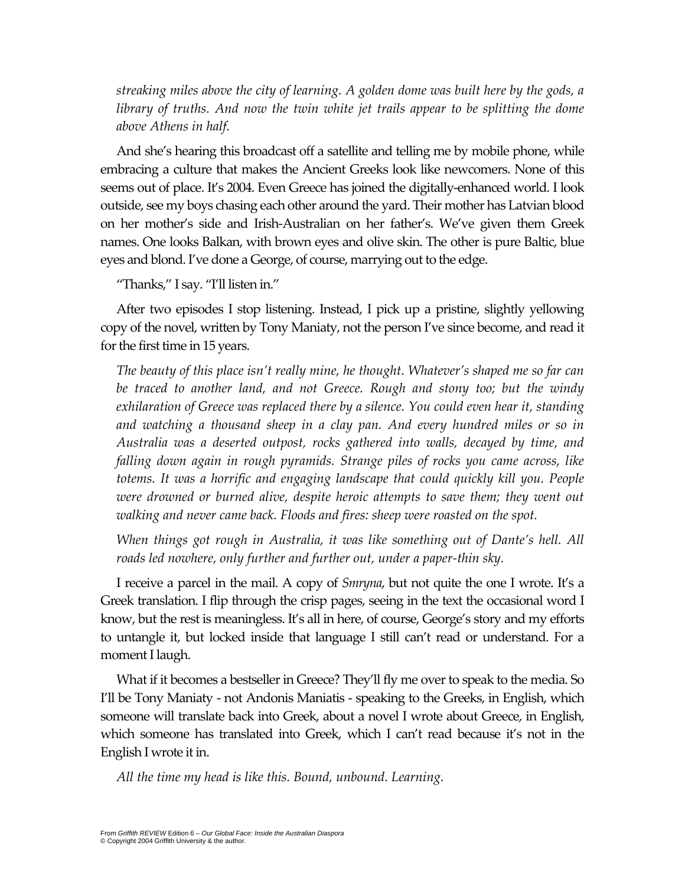*streaking miles above the city of learning. A golden dome was built here by the gods, a library of truths. And now the twin white jet trails appear to be splitting the dome above Athens in half.*

And she's hearing this broadcast off a satellite and telling me by mobile phone, while embracing a culture that makes the Ancient Greeks look like newcomers. None of this seems out of place. It's 2004. Even Greece has joined the digitally-enhanced world. I look outside, see my boys chasing each other around the yard. Their mother has Latvian blood on her mother's side and Irish-Australian on her father's. We've given them Greek names. One looks Balkan, with brown eyes and olive skin. The other is pure Baltic, blue eyes and blond. I've done a George, of course, marrying out to the edge.

"Thanks," I say. "I'll listen in."

After two episodes I stop listening. Instead, I pick up a pristine, slightly yellowing copy of the novel, written by Tony Maniaty, not the person I've since become, and read it for the first time in 15 years.

*The beauty of this place isn't really mine, he thought. Whatever's shaped me so far can be traced to another land, and not Greece. Rough and stony too; but the windy exhilaration of Greece was replaced there by a silence. You could even hear it, standing and watching a thousand sheep in a clay pan. And every hundred miles or so in Australia was a deserted outpost, rocks gathered into walls, decayed by time, and falling down again in rough pyramids. Strange piles of rocks you came across, like totems. It was a horrific and engaging landscape that could quickly kill you. People were drowned or burned alive, despite heroic attempts to save them; they went out walking and never came back. Floods and fires: sheep were roasted on the spot.*

*When things got rough in Australia, it was like something out of Dante's hell. All roads led nowhere, only further and further out, under a paper-thin sky.*

I receive a parcel in the mail. A copy of *Smryna*, but not quite the one I wrote. It's a Greek translation. I flip through the crisp pages, seeing in the text the occasional word I know, but the rest is meaningless. It's all in here, of course, George's story and my efforts to untangle it, but locked inside that language I still can't read or understand. For a moment I laugh.

What if it becomes a bestseller in Greece? They'll fly me over to speak to the media. So I'll be Tony Maniaty - not Andonis Maniatis - speaking to the Greeks, in English, which someone will translate back into Greek, about a novel I wrote about Greece, in English, which someone has translated into Greek, which I can't read because it's not in the English I wrote it in.

*All the time my head is like this. Bound, unbound. Learning.*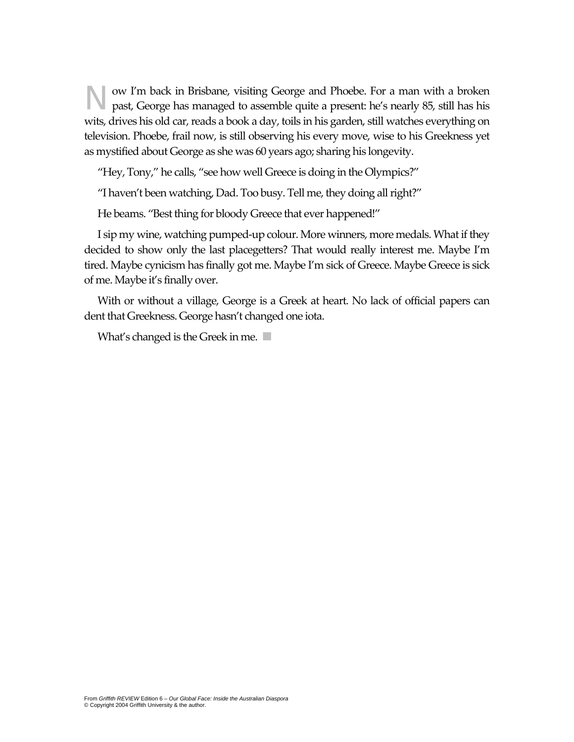Now I'm back in Brisbane, visiting George and Phoebe. For a man with a broken past, George has managed to assemble quite a present: he's nearly 85, still has his wits, drives his old car, reads a book a day, toils in his garden, still watches everything on television. Phoebe, frail now, is still observing his every move, wise to his Greekness yet as mystified about George as she was 60 years ago; sharing his longevity.

"Hey, Tony," he calls, "see how well Greece is doing in the Olympics?"

"I haven't been watching, Dad. Too busy. Tell me, they doing all right?"

He beams. "Best thing for bloody Greece that ever happened!"

I sip my wine, watching pumped-up colour. More winners, more medals. What if they decided to show only the last placegetters? That would really interest me. Maybe I'm tired. Maybe cynicism has finally got me. Maybe I'm sick of Greece. Maybe Greece is sick of me. Maybe it's finally over.

With or without a village, George is a Greek at heart. No lack of official papers can dent that Greekness. George hasn't changed one iota.

What's changed is the Greek in me. ■

From *Griffith REVIEW* Edition 6 – *Our Global Face: Inside the Australian Diaspora*
© Copyright 2004 Griffith University & the author.